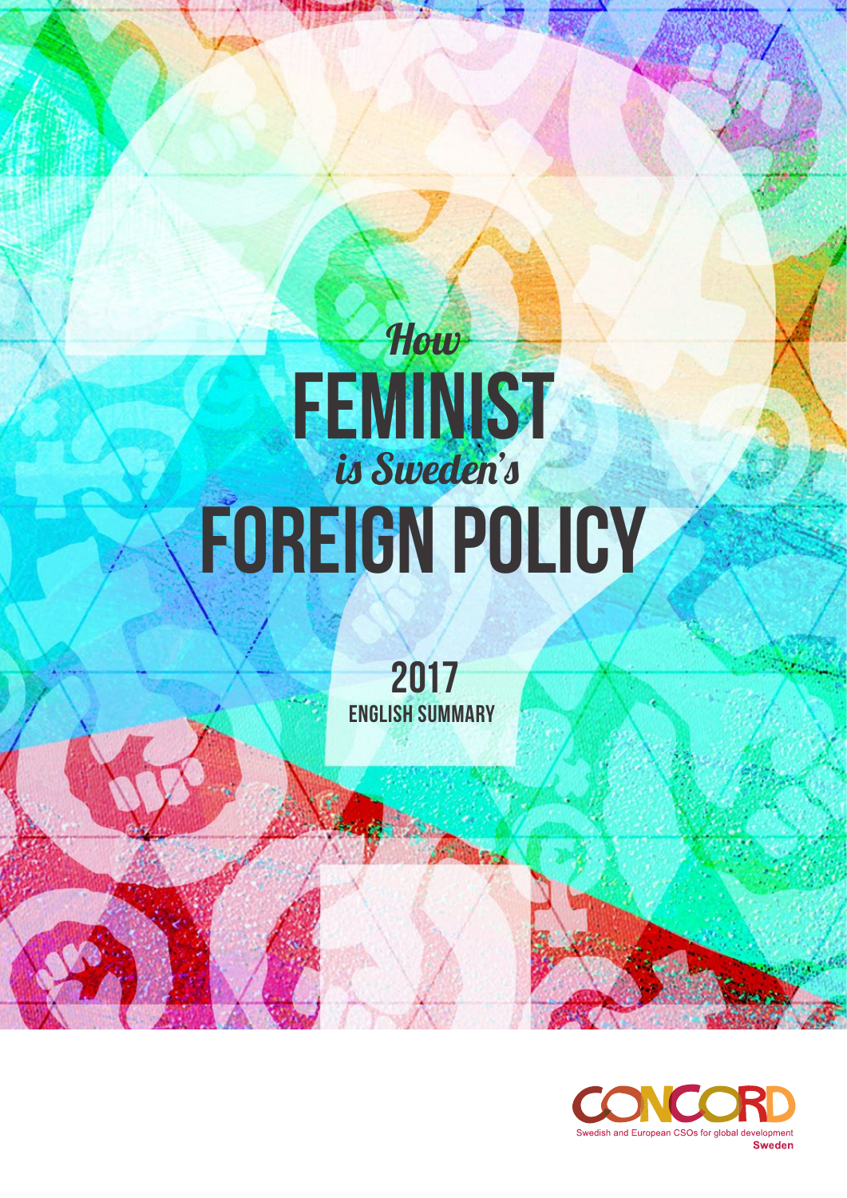# *How* FEMINIST *is Sweden's* FOREIGN POLICY

## 2017

### ENGLISH SUMMARY

CONCORD

Swedish and European CSOs for global development

Sweden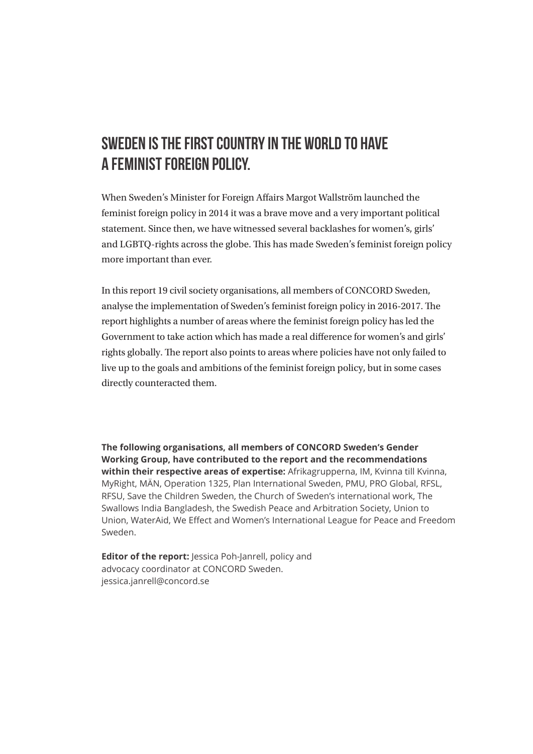# SWEDEN IS THE FIRST COUNTRY IN THE WORLD TO HAVE A FEMINIST FOREIGN POLICY.

When Sweden's Minister for Foreign Affairs Margot Wallström launched the feminist foreign policy in 2014 it was a brave move and a very important political statement. Since then, we have witnessed several backlashes for women's, girls' and LGBTQ-rights across the globe. This has made Sweden's feminist foreign policy more important than ever.

In this report 19 civil society organisations, all members of CONCORD Sweden, analyse the implementation of Sweden's feminist foreign policy in 2016-2017. The report highlights a number of areas where the feminist foreign policy has led the Government to take action which has made a real difference for women's and girls' rights globally. The report also points to areas where policies have not only failed to live up to the goals and ambitions of the feminist foreign policy, but in some cases directly counteracted them.

**The following organisations, all members of CONCORD Sweden's Gender Working Group, have contributed to the report and the recommendations within their respective areas of expertise:** Afrikagrupperna, IM, Kvinna till Kvinna, MyRight, MÄN, Operation 1325, Plan International Sweden, PMU, PRO Global, RFSL, RFSU, Save the Children Sweden, the Church of Sweden's international work, The Swallows India Bangladesh, the Swedish Peace and Arbitration Society, Union to Union, WaterAid, We Effect and Women's International League for Peace and Freedom Sweden.

**Editor of the report:** Jessica Poh-Janrell, policy and advocacy coordinator at CONCORD Sweden.
jessica.janrell@concord.se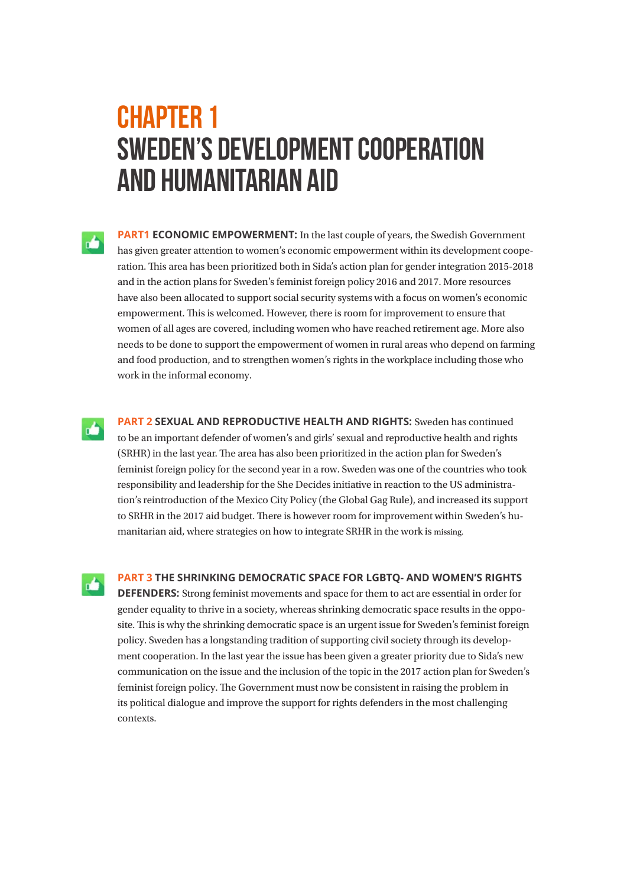# CHAPTER 1
# SWEDEN'S DEVELOPMENT COOPERATION AND HUMANITARIAN AID

**PART1 ECONOMIC EMPOWERMENT:** In the last couple of years, the Swedish Government has given greater attention to women's economic empowerment within its development cooperation. This area has been prioritized both in Sida's action plan for gender integration 2015-2018 and in the action plans for Sweden's feminist foreign policy 2016 and 2017. More resources have also been allocated to support social security systems with a focus on women's economic empowerment. This is welcomed. However, there is room for improvement to ensure that women of all ages are covered, including women who have reached retirement age. More also needs to be done to support the empowerment of women in rural areas who depend on farming and food production, and to strengthen women's rights in the workplace including those who work in the informal economy.

**PART 2 SEXUAL AND REPRODUCTIVE HEALTH AND RIGHTS:** Sweden has continued to be an important defender of women's and girls' sexual and reproductive health and rights (SRHR) in the last year. The area has also been prioritized in the action plan for Sweden's feminist foreign policy for the second year in a row. Sweden was one of the countries who took responsibility and leadership for the She Decides initiative in reaction to the US administration's reintroduction of the Mexico City Policy (the Global Gag Rule), and increased its support to SRHR in the 2017 aid budget. There is however room for improvement within Sweden's humanitarian aid, where strategies on how to integrate SRHR in the work is missing.

**PART 3 THE SHRINKING DEMOCRATIC SPACE FOR LGBTQ- AND WOMEN'S RIGHTS DEFENDERS:** Strong feminist movements and space for them to act are essential in order for gender equality to thrive in a society, whereas shrinking democratic space results in the opposite. This is why the shrinking democratic space is an urgent issue for Sweden's feminist foreign policy. Sweden has a longstanding tradition of supporting civil society through its development cooperation. In the last year the issue has been given a greater priority due to Sida's new communication on the issue and the inclusion of the topic in the 2017 action plan for Sweden's feminist foreign policy. The Government must now be consistent in raising the problem in its political dialogue and improve the support for rights defenders in the most challenging contexts.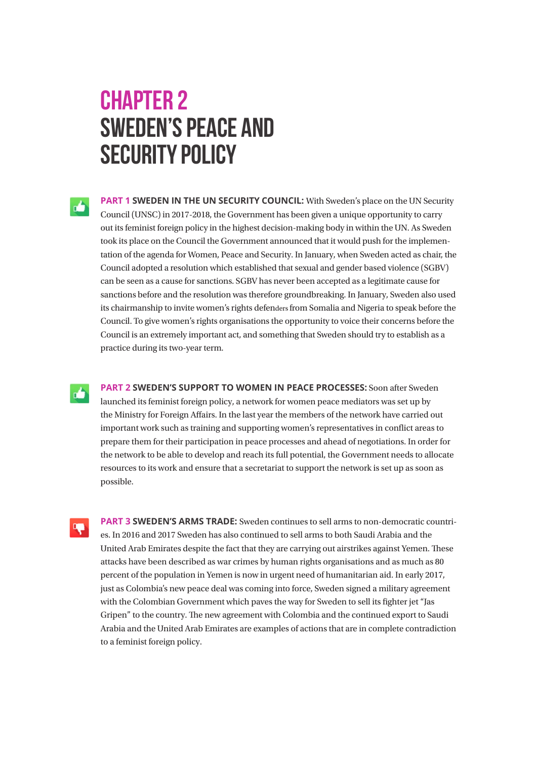# CHAPTER 2
# SWEDEN'S PEACE AND SECURITY POLICY

**PART 1 SWEDEN IN THE UN SECURITY COUNCIL:** With Sweden's place on the UN Security Council (UNSC) in 2017-2018, the Government has been given a unique opportunity to carry out its feminist foreign policy in the highest decision-making body in within the UN. As Sweden took its place on the Council the Government announced that it would push for the implementation of the agenda for Women, Peace and Security. In January, when Sweden acted as chair, the Council adopted a resolution which established that sexual and gender based violence (SGBV) can be seen as a cause for sanctions. SGBV has never been accepted as a legitimate cause for sanctions before and the resolution was therefore groundbreaking. In January, Sweden also used its chairmanship to invite women's rights defenders from Somalia and Nigeria to speak before the Council. To give women's rights organisations the opportunity to voice their concerns before the Council is an extremely important act, and something that Sweden should try to establish as a practice during its two-year term.

**PART 2 SWEDEN'S SUPPORT TO WOMEN IN PEACE PROCESSES:** Soon after Sweden launched its feminist foreign policy, a network for women peace mediators was set up by the Ministry for Foreign Affairs. In the last year the members of the network have carried out important work such as training and supporting women's representatives in conflict areas to prepare them for their participation in peace processes and ahead of negotiations. In order for the network to be able to develop and reach its full potential, the Government needs to allocate resources to its work and ensure that a secretariat to support the network is set up as soon as possible.

**PART 3 SWEDEN'S ARMS TRADE:** Sweden continues to sell arms to non-democratic countries. In 2016 and 2017 Sweden has also continued to sell arms to both Saudi Arabia and the United Arab Emirates despite the fact that they are carrying out airstrikes against Yemen. These attacks have been described as war crimes by human rights organisations and as much as 80 percent of the population in Yemen is now in urgent need of humanitarian aid. In early 2017, just as Colombia's new peace deal was coming into force, Sweden signed a military agreement with the Colombian Government which paves the way for Sweden to sell its fighter jet "Jas Gripen" to the country. The new agreement with Colombia and the continued export to Saudi Arabia and the United Arab Emirates are examples of actions that are in complete contradiction to a feminist foreign policy.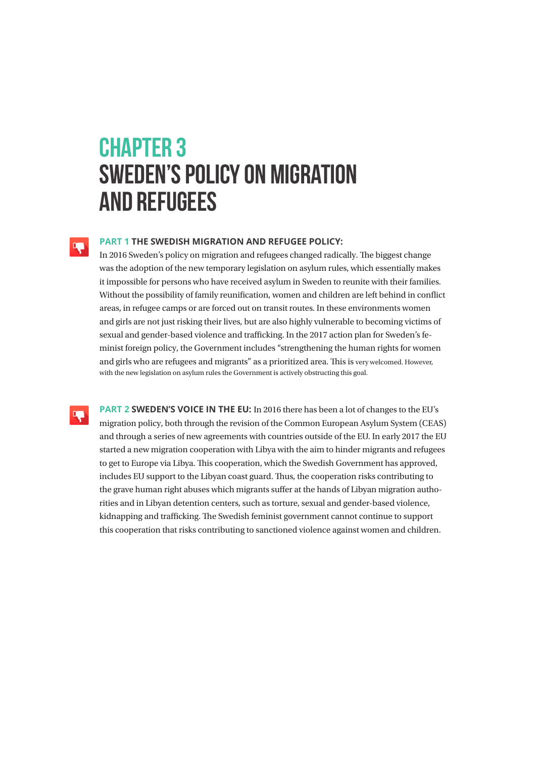# CHAPTER 3
# SWEDEN'S POLICY ON MIGRATION AND REFUGEES

**PART 1 THE SWEDISH MIGRATION AND REFUGEE POLICY:**
In 2016 Sweden's policy on migration and refugees changed radically. The biggest change was the adoption of the new temporary legislation on asylum rules, which essentially makes it impossible for persons who have received asylum in Sweden to reunite with their families. Without the possibility of family reunification, women and children are left behind in conflict areas, in refugee camps or are forced out on transit routes. In these environments women and girls are not just risking their lives, but are also highly vulnerable to becoming victims of sexual and gender-based violence and trafficking. In the 2017 action plan for Sweden's feminist foreign policy, the Government includes "strengthening the human rights for women and girls who are refugees and migrants" as a prioritized area. This is very welcomed. However, with the new legislation on asylum rules the Government is actively obstructing this goal.

**PART 2 SWEDEN'S VOICE IN THE EU:** In 2016 there has been a lot of changes to the EU's migration policy, both through the revision of the Common European Asylum System (CEAS) and through a series of new agreements with countries outside of the EU. In early 2017 the EU started a new migration cooperation with Libya with the aim to hinder migrants and refugees to get to Europe via Libya. This cooperation, which the Swedish Government has approved, includes EU support to the Libyan coast guard. Thus, the cooperation risks contributing to the grave human right abuses which migrants suffer at the hands of Libyan migration authorities and in Libyan detention centers, such as torture, sexual and gender-based violence, kidnapping and trafficking. The Swedish feminist government cannot continue to support this cooperation that risks contributing to sanctioned violence against women and children.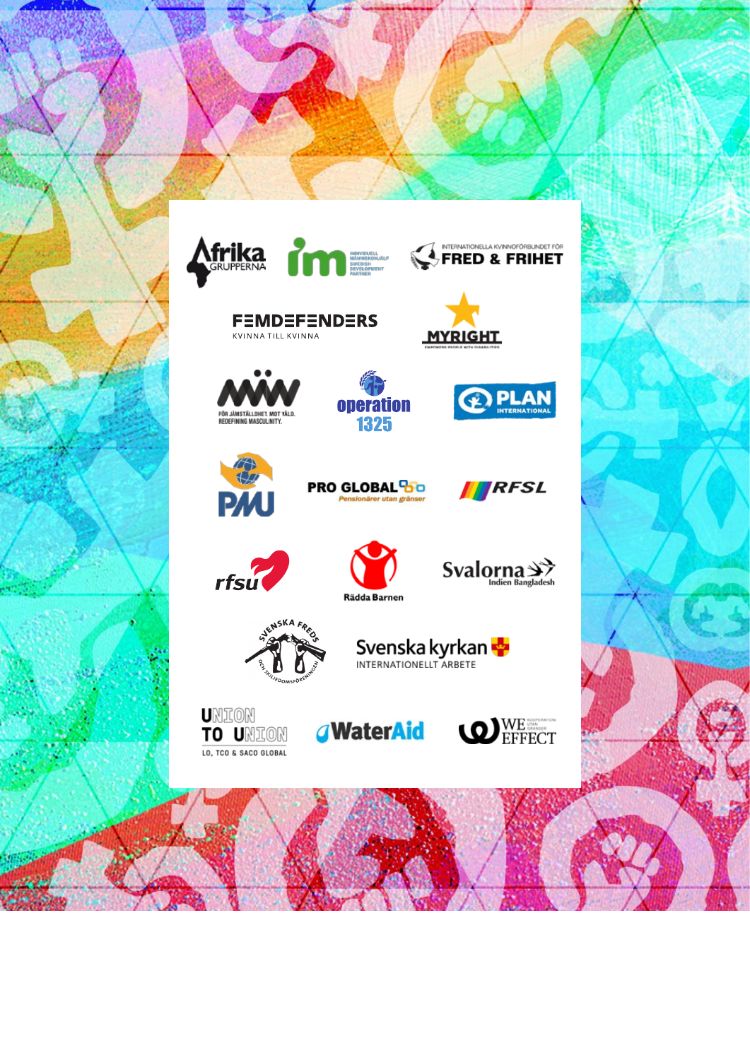Afrika GRUPPERNA

im INDIVIDUELL MÄNNISKOHJÄLP SWEDISH DEVELOPMENT PARTNER

INTERNATIONELLA KVINNOFÖRBUNDET FÖR FRED & FRIHET

FEMDEFENDERS KVINNA TILL KVINNA

MYRIGHT EMPOWERS PEOPLE WITH DISABILITIES

MÄN FÖR JÄMSTÄLLDHET. MOT VÅLD. REDEFINING MASCULINITY.

operation 1325

PLAN INTERNATIONAL

PMU

PRO GLOBAL Pensionärer utan gränser

RFSL

rfsu

Rädda Barnen

Svalorna Indien Bangladesh

SVENSKA FREDS OCH SKILJEDOMSFÖRENINGEN

Svenska kyrkan INTERNATIONELLT ARBETE

UNION TO UNION LO, TCO & SACO GLOBAL

WaterAid

WE EFFECT KOOPERATION UTAN GRÄNSER